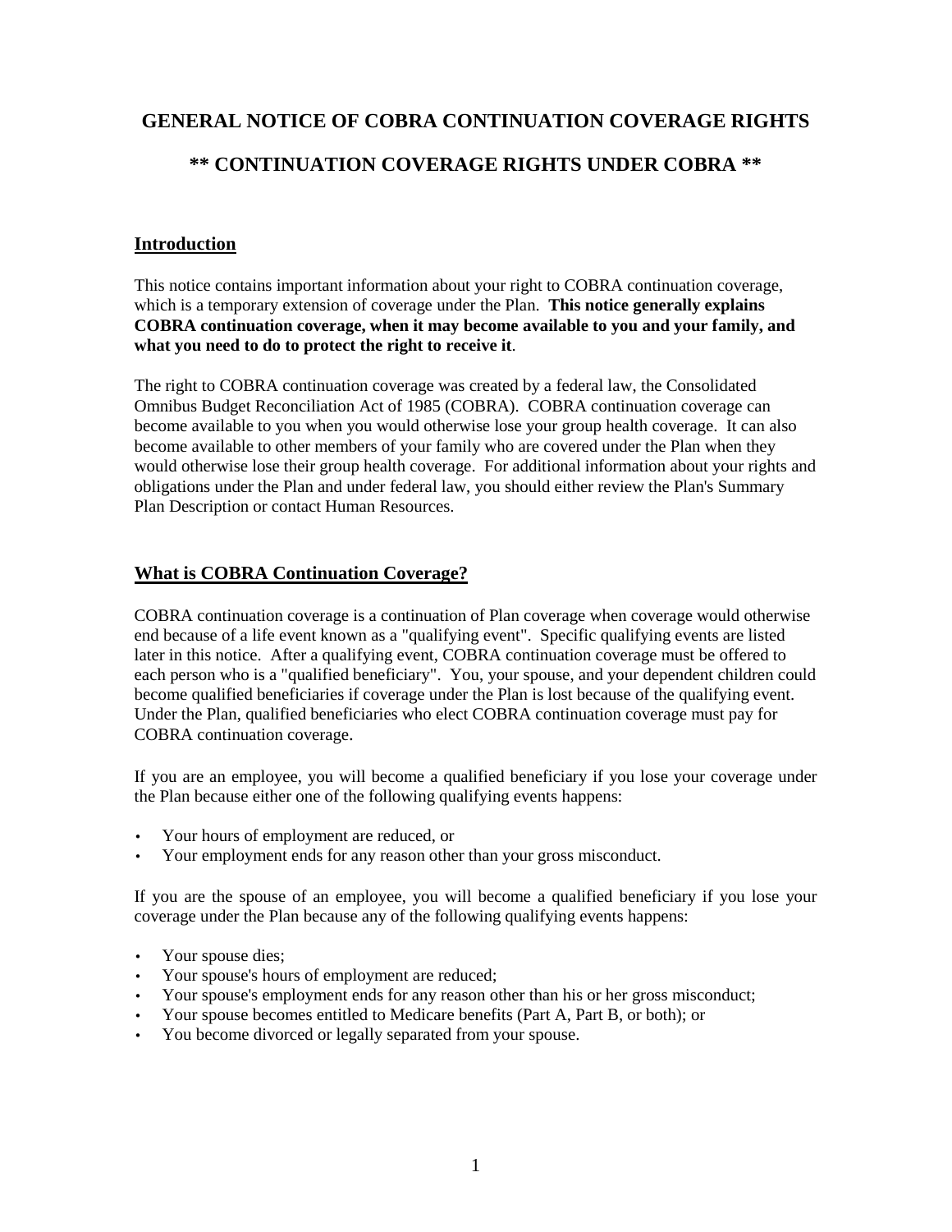# GENERAL NOTICE OF COBRA CONTINUATION COVERAGE RIGHTS

## ** CONTINUATION COVERAGE RIGHTS UNDER COBRA **

### Introduction

This notice contains important information about your right to COBRA continuation coverage, which is a temporary extension of coverage under the Plan. **This notice generally explains COBRA continuation coverage, when it may become available to you and your family, and what you need to do to protect the right to receive it**.

The right to COBRA continuation coverage was created by a federal law, the Consolidated Omnibus Budget Reconciliation Act of 1985 (COBRA). COBRA continuation coverage can become available to you when you would otherwise lose your group health coverage. It can also become available to other members of your family who are covered under the Plan when they would otherwise lose their group health coverage. For additional information about your rights and obligations under the Plan and under federal law, you should either review the Plan's Summary Plan Description or contact Human Resources.

### What is COBRA Continuation Coverage?

COBRA continuation coverage is a continuation of Plan coverage when coverage would otherwise end because of a life event known as a "qualifying event". Specific qualifying events are listed later in this notice. After a qualifying event, COBRA continuation coverage must be offered to each person who is a "qualified beneficiary". You, your spouse, and your dependent children could become qualified beneficiaries if coverage under the Plan is lost because of the qualifying event. Under the Plan, qualified beneficiaries who elect COBRA continuation coverage must pay for COBRA continuation coverage.

If you are an employee, you will become a qualified beneficiary if you lose your coverage under the Plan because either one of the following qualifying events happens:

- Your hours of employment are reduced, or
- Your employment ends for any reason other than your gross misconduct.

If you are the spouse of an employee, you will become a qualified beneficiary if you lose your coverage under the Plan because any of the following qualifying events happens:

- Your spouse dies;
- Your spouse's hours of employment are reduced;
- Your spouse's employment ends for any reason other than his or her gross misconduct;
- Your spouse becomes entitled to Medicare benefits (Part A, Part B, or both); or
- You become divorced or legally separated from your spouse.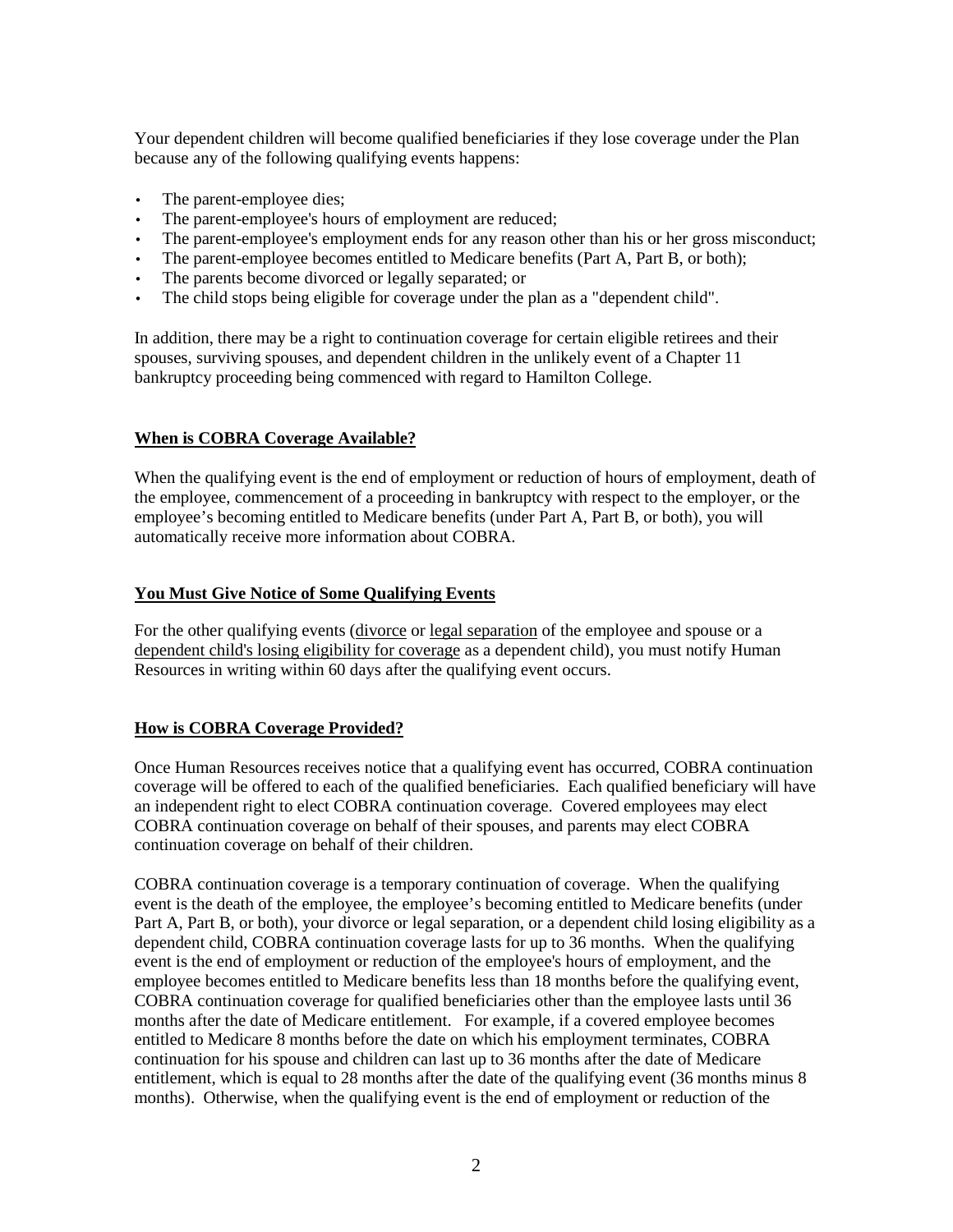Your dependent children will become qualified beneficiaries if they lose coverage under the Plan because any of the following qualifying events happens:

- The parent-employee dies;
- The parent-employee's hours of employment are reduced;
- The parent-employee's employment ends for any reason other than his or her gross misconduct;
- The parent-employee becomes entitled to Medicare benefits (Part A, Part B, or both);
- The parents become divorced or legally separated; or
- The child stops being eligible for coverage under the plan as a "dependent child".

In addition, there may be a right to continuation coverage for certain eligible retirees and their spouses, surviving spouses, and dependent children in the unlikely event of a Chapter 11 bankruptcy proceeding being commenced with regard to Hamilton College.

**When is COBRA Coverage Available?**

When the qualifying event is the end of employment or reduction of hours of employment, death of the employee, commencement of a proceeding in bankruptcy with respect to the employer, or the employee's becoming entitled to Medicare benefits (under Part A, Part B, or both), you will automatically receive more information about COBRA.

**You Must Give Notice of Some Qualifying Events**

For the other qualifying events (divorce or legal separation of the employee and spouse or a dependent child's losing eligibility for coverage as a dependent child), you must notify Human Resources in writing within 60 days after the qualifying event occurs.

**How is COBRA Coverage Provided?**

Once Human Resources receives notice that a qualifying event has occurred, COBRA continuation coverage will be offered to each of the qualified beneficiaries. Each qualified beneficiary will have an independent right to elect COBRA continuation coverage. Covered employees may elect COBRA continuation coverage on behalf of their spouses, and parents may elect COBRA continuation coverage on behalf of their children.

COBRA continuation coverage is a temporary continuation of coverage. When the qualifying event is the death of the employee, the employee's becoming entitled to Medicare benefits (under Part A, Part B, or both), your divorce or legal separation, or a dependent child losing eligibility as a dependent child, COBRA continuation coverage lasts for up to 36 months. When the qualifying event is the end of employment or reduction of the employee's hours of employment, and the employee becomes entitled to Medicare benefits less than 18 months before the qualifying event, COBRA continuation coverage for qualified beneficiaries other than the employee lasts until 36 months after the date of Medicare entitlement. For example, if a covered employee becomes entitled to Medicare 8 months before the date on which his employment terminates, COBRA continuation for his spouse and children can last up to 36 months after the date of Medicare entitlement, which is equal to 28 months after the date of the qualifying event (36 months minus 8 months). Otherwise, when the qualifying event is the end of employment or reduction of the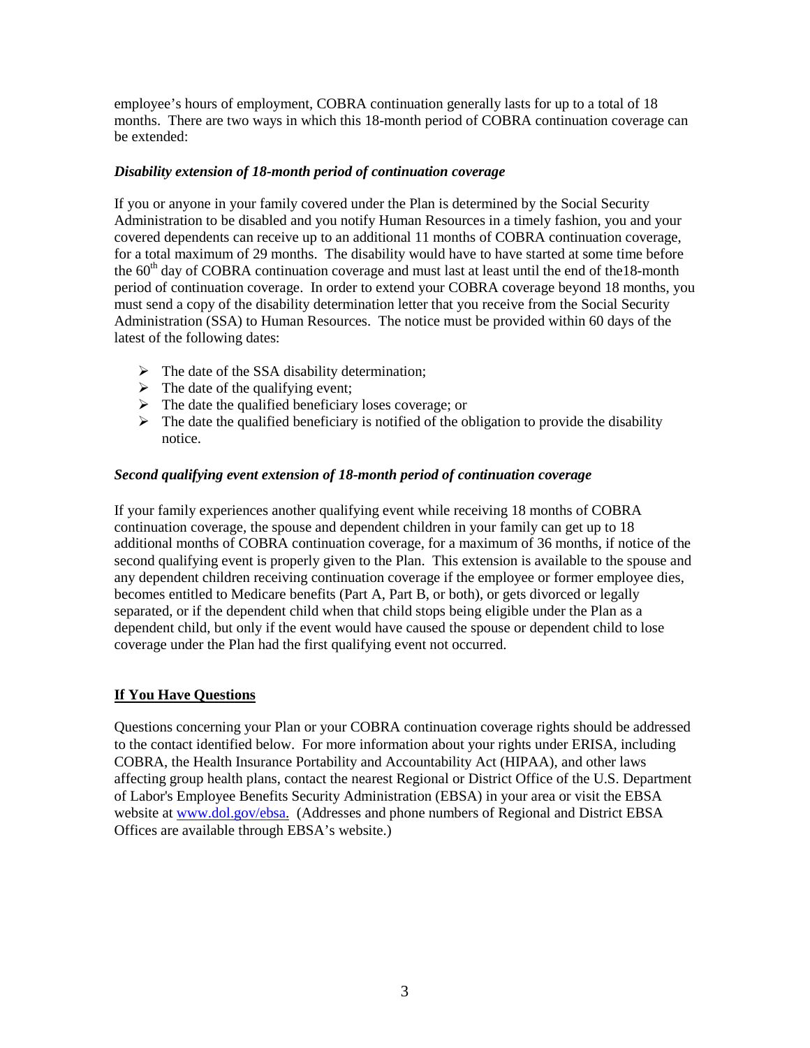employee's hours of employment, COBRA continuation generally lasts for up to a total of 18 months. There are two ways in which this 18-month period of COBRA continuation coverage can be extended:

***Disability extension of 18-month period of continuation coverage***

If you or anyone in your family covered under the Plan is determined by the Social Security Administration to be disabled and you notify Human Resources in a timely fashion, you and your covered dependents can receive up to an additional 11 months of COBRA continuation coverage, for a total maximum of 29 months. The disability would have to have started at some time before the 60th day of COBRA continuation coverage and must last at least until the end of the18-month period of continuation coverage. In order to extend your COBRA coverage beyond 18 months, you must send a copy of the disability determination letter that you receive from the Social Security Administration (SSA) to Human Resources. The notice must be provided within 60 days of the latest of the following dates:

- The date of the SSA disability determination;
- The date of the qualifying event;
- The date the qualified beneficiary loses coverage; or
- The date the qualified beneficiary is notified of the obligation to provide the disability notice.

***Second qualifying event extension of 18-month period of continuation coverage***

If your family experiences another qualifying event while receiving 18 months of COBRA continuation coverage, the spouse and dependent children in your family can get up to 18 additional months of COBRA continuation coverage, for a maximum of 36 months, if notice of the second qualifying event is properly given to the Plan. This extension is available to the spouse and any dependent children receiving continuation coverage if the employee or former employee dies, becomes entitled to Medicare benefits (Part A, Part B, or both), or gets divorced or legally separated, or if the dependent child when that child stops being eligible under the Plan as a dependent child, but only if the event would have caused the spouse or dependent child to lose coverage under the Plan had the first qualifying event not occurred.

## If You Have Questions

Questions concerning your Plan or your COBRA continuation coverage rights should be addressed to the contact identified below. For more information about your rights under ERISA, including COBRA, the Health Insurance Portability and Accountability Act (HIPAA), and other laws affecting group health plans, contact the nearest Regional or District Office of the U.S. Department of Labor's Employee Benefits Security Administration (EBSA) in your area or visit the EBSA website at www.dol.gov/ebsa. (Addresses and phone numbers of Regional and District EBSA Offices are available through EBSA's website.)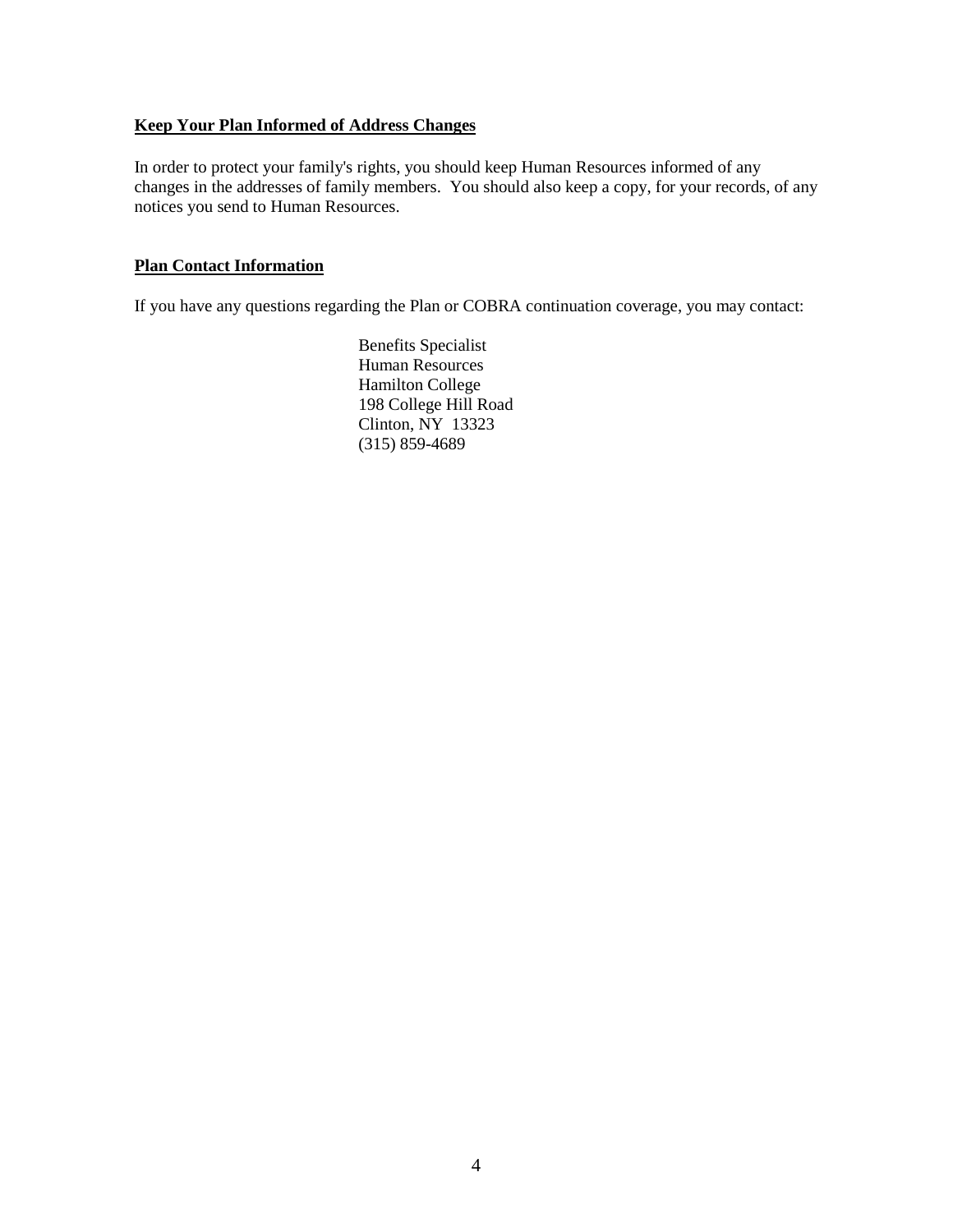**Keep Your Plan Informed of Address Changes**

In order to protect your family's rights, you should keep Human Resources informed of any changes in the addresses of family members. You should also keep a copy, for your records, of any notices you send to Human Resources.

**Plan Contact Information**

If you have any questions regarding the Plan or COBRA continuation coverage, you may contact:

Benefits Specialist
Human Resources
Hamilton College
198 College Hill Road
Clinton, NY 13323
(315) 859-4689